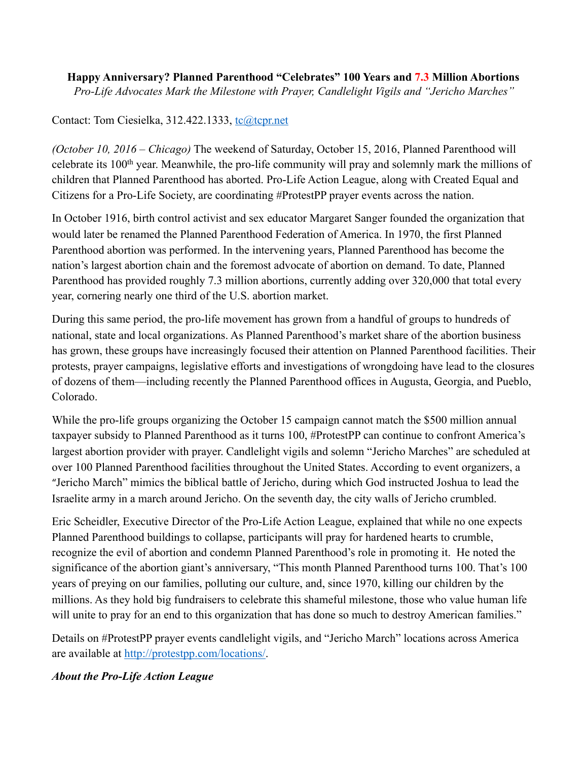**Happy Anniversary? Planned Parenthood "Celebrates" 100 Years and 7.3 Million Abortions**

*Pro-Life Advocates Mark the Milestone with Prayer, Candlelight Vigils and "Jericho Marches"*

Contact: Tom Ciesielka, 312.422.1333, tc@tcpr.net

*(October 10, 2016 – Chicago)* The weekend of Saturday, October 15, 2016, Planned Parenthood will celebrate its 100th year. Meanwhile, the pro-life community will pray and solemnly mark the millions of children that Planned Parenthood has aborted. Pro-Life Action League, along with Created Equal and Citizens for a Pro-Life Society, are coordinating #ProtestPP prayer events across the nation.

In October 1916, birth control activist and sex educator Margaret Sanger founded the organization that would later be renamed the Planned Parenthood Federation of America. In 1970, the first Planned Parenthood abortion was performed. In the intervening years, Planned Parenthood has become the nation's largest abortion chain and the foremost advocate of abortion on demand. To date, Planned Parenthood has provided roughly 7.3 million abortions, currently adding over 320,000 that total every year, cornering nearly one third of the U.S. abortion market.

During this same period, the pro-life movement has grown from a handful of groups to hundreds of national, state and local organizations. As Planned Parenthood's market share of the abortion business has grown, these groups have increasingly focused their attention on Planned Parenthood facilities. Their protests, prayer campaigns, legislative efforts and investigations of wrongdoing have lead to the closures of dozens of them—including recently the Planned Parenthood offices in Augusta, Georgia, and Pueblo, Colorado.

While the pro-life groups organizing the October 15 campaign cannot match the $500 million annual taxpayer subsidy to Planned Parenthood as it turns 100, #ProtestPP can continue to confront America's largest abortion provider with prayer. Candlelight vigils and solemn "Jericho Marches" are scheduled at over 100 Planned Parenthood facilities throughout the United States. According to event organizers, a "Jericho March" mimics the biblical battle of Jericho, during which God instructed Joshua to lead the Israelite army in a march around Jericho. On the seventh day, the city walls of Jericho crumbled.

Eric Scheidler, Executive Director of the Pro-Life Action League, explained that while no one expects Planned Parenthood buildings to collapse, participants will pray for hardened hearts to crumble, recognize the evil of abortion and condemn Planned Parenthood's role in promoting it. He noted the significance of the abortion giant's anniversary, "This month Planned Parenthood turns 100. That's 100 years of preying on our families, polluting our culture, and, since 1970, killing our children by the millions. As they hold big fundraisers to celebrate this shameful milestone, those who value human life will unite to pray for an end to this organization that has done so much to destroy American families."

Details on #ProtestPP prayer events candlelight vigils, and "Jericho March" locations across America are available at http://protestpp.com/locations/.

***About the Pro-Life Action League***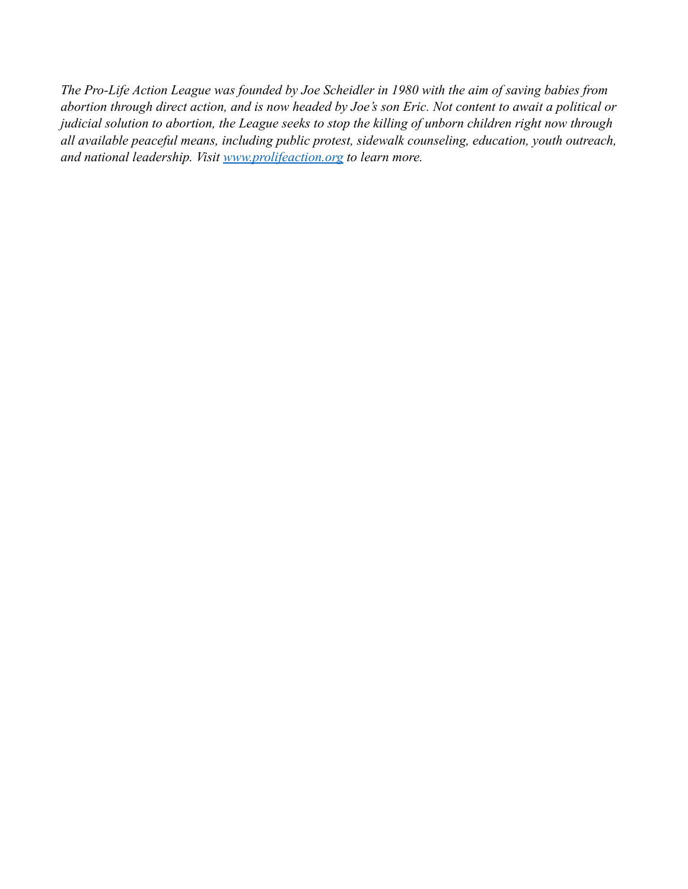*The Pro-Life Action League was founded by Joe Scheidler in 1980 with the aim of saving babies from abortion through direct action, and is now headed by Joe's son Eric. Not content to await a political or judicial solution to abortion, the League seeks to stop the killing of unborn children right now through all available peaceful means, including public protest, sidewalk counseling, education, youth outreach, and national leadership. Visit [www.prolifeaction.org](http://www.prolifeaction.org) to learn more.*